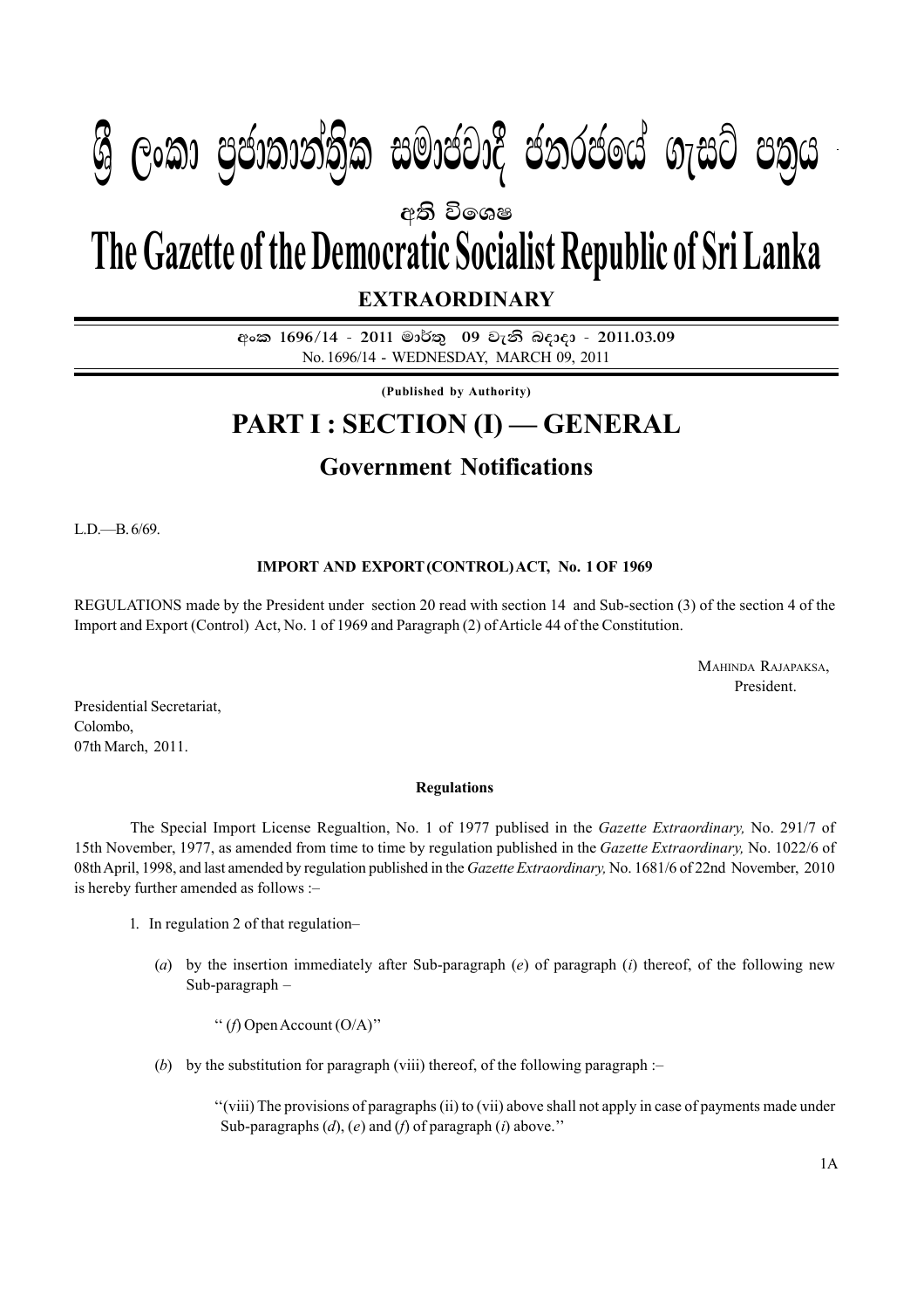# ශ්‍රී ලංකා ප්‍රජාතාන්ත්‍රික සමාජවාදී ජනරජයේ ගැසට් පත්‍රය

**අති විශෙෂ**

# The Gazette of the Democratic Socialist Republic of Sri Lanka

**EXTRAORDINARY**

අංක 1696/14 - 2011 මාර්තු 09 වැනි බදාදා - 2011.03.09
No. 1696/14 - WEDNESDAY, MARCH 09, 2011

**(Published by Authority)**

## PART I : SECTION (I) — GENERAL

### Government Notifications

L.D.—B. 6/69.

**IMPORT AND EXPORT (CONTROL) ACT, No. 1 OF 1969**

REGULATIONS made by the President under section 20 read with section 14 and Sub-section (3) of the section 4 of the Import and Export (Control) Act, No. 1 of 1969 and Paragraph (2) of Article 44 of the Constitution.

MAHINDA RAJAPAKSA,
President.

Presidential Secretariat,
Colombo,
07th March, 2011.

**Regulations**

The Special Import License Regualtion, No. 1 of 1977 publised in the *Gazette Extraordinary,* No. 291/7 of 15th November, 1977, as amended from time to time by regulation published in the *Gazette Extraordinary,* No. 1022/6 of 08th April, 1998, and last amended by regulation published in the *Gazette Extraordinary,* No. 1681/6 of 22nd November, 2010 is hereby further amended as follows :–

1. In regulation 2 of that regulation–

   (*a*) by the insertion immediately after Sub-paragraph (*e*) of paragraph (*i*) thereof, of the following new Sub-paragraph –

   '' (*f*) Open Account (O/A)''

   (*b*) by the substitution for paragraph (viii) thereof, of the following paragraph :–

   ''(viii) The provisions of paragraphs (ii) to (vii) above shall not apply in case of payments made under Sub-paragraphs (*d*), (*e*) and (*f*) of paragraph (*i*) above.''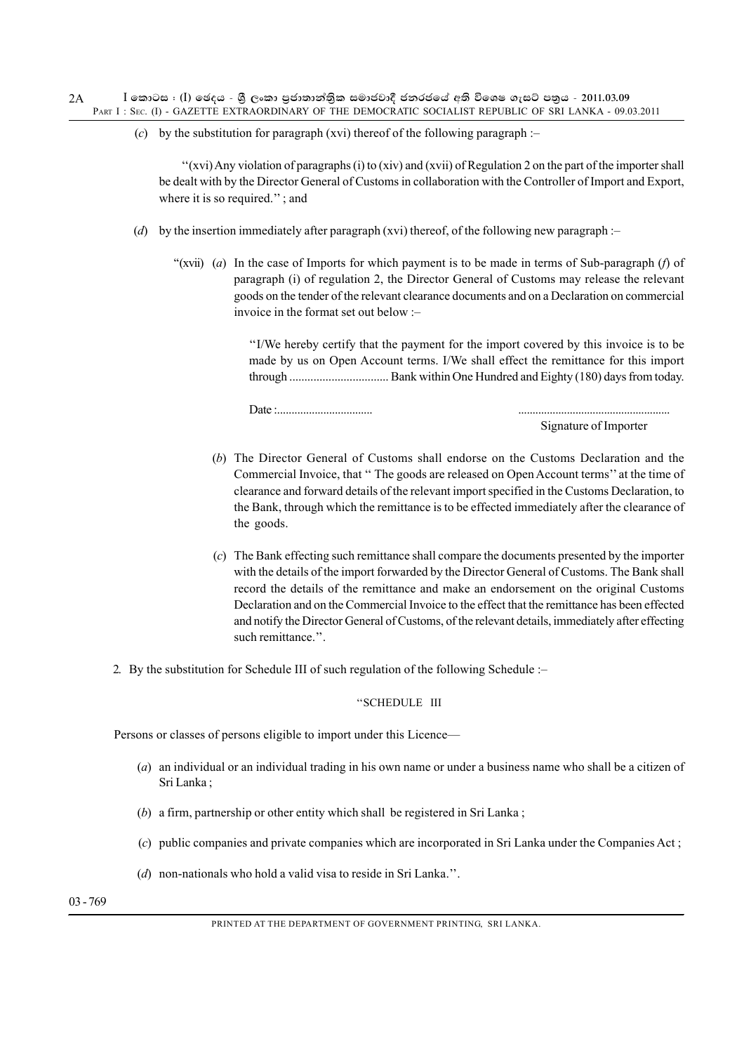(*c*) by the substitution for paragraph (xvi) thereof of the following paragraph :–

''(xvi) Any violation of paragraphs (i) to (xiv) and (xvii) of Regulation 2 on the part of the importer shall be dealt with by the Director General of Customs in collaboration with the Controller of Import and Export, where it is so required.'' ; and

(*d*) by the insertion immediately after paragraph (xvi) thereof, of the following new paragraph :–

"(xvii) (*a*) In the case of Imports for which payment is to be made in terms of Sub-paragraph (*f*) of paragraph (i) of regulation 2, the Director General of Customs may release the relevant goods on the tender of the relevant clearance documents and on a Declaration on commercial invoice in the format set out below :–

''I/We hereby certify that the payment for the import covered by this invoice is to be made by us on Open Account terms. I/We shall effect the remittance for this import through ................................. Bank within One Hundred and Eighty (180) days from today.

Date :.................................     ....................................................

Signature of Importer

(*b*) The Director General of Customs shall endorse on the Customs Declaration and the Commercial Invoice, that '' The goods are released on Open Account terms'' at the time of clearance and forward details of the relevant import specified in the Customs Declaration, to the Bank, through which the remittance is to be effected immediately after the clearance of the goods.

(*c*) The Bank effecting such remittance shall compare the documents presented by the importer with the details of the import forwarded by the Director General of Customs. The Bank shall record the details of the remittance and make an endorsement on the original Customs Declaration and on the Commercial Invoice to the effect that the remittance has been effected and notify the Director General of Customs, of the relevant details, immediately after effecting such remittance.''.

2. By the substitution for Schedule III of such regulation of the following Schedule :–

''SCHEDULE III

Persons or classes of persons eligible to import under this Licence—

(*a*) an individual or an individual trading in his own name or under a business name who shall be a citizen of Sri Lanka ;

(*b*) a firm, partnership or other entity which shall be registered in Sri Lanka ;

(*c*) public companies and private companies which are incorporated in Sri Lanka under the Companies Act ;

(*d*) non-nationals who hold a valid visa to reside in Sri Lanka.''.

03 - 769

PRINTED AT THE DEPARTMENT OF GOVERNMENT PRINTING, SRI LANKA.